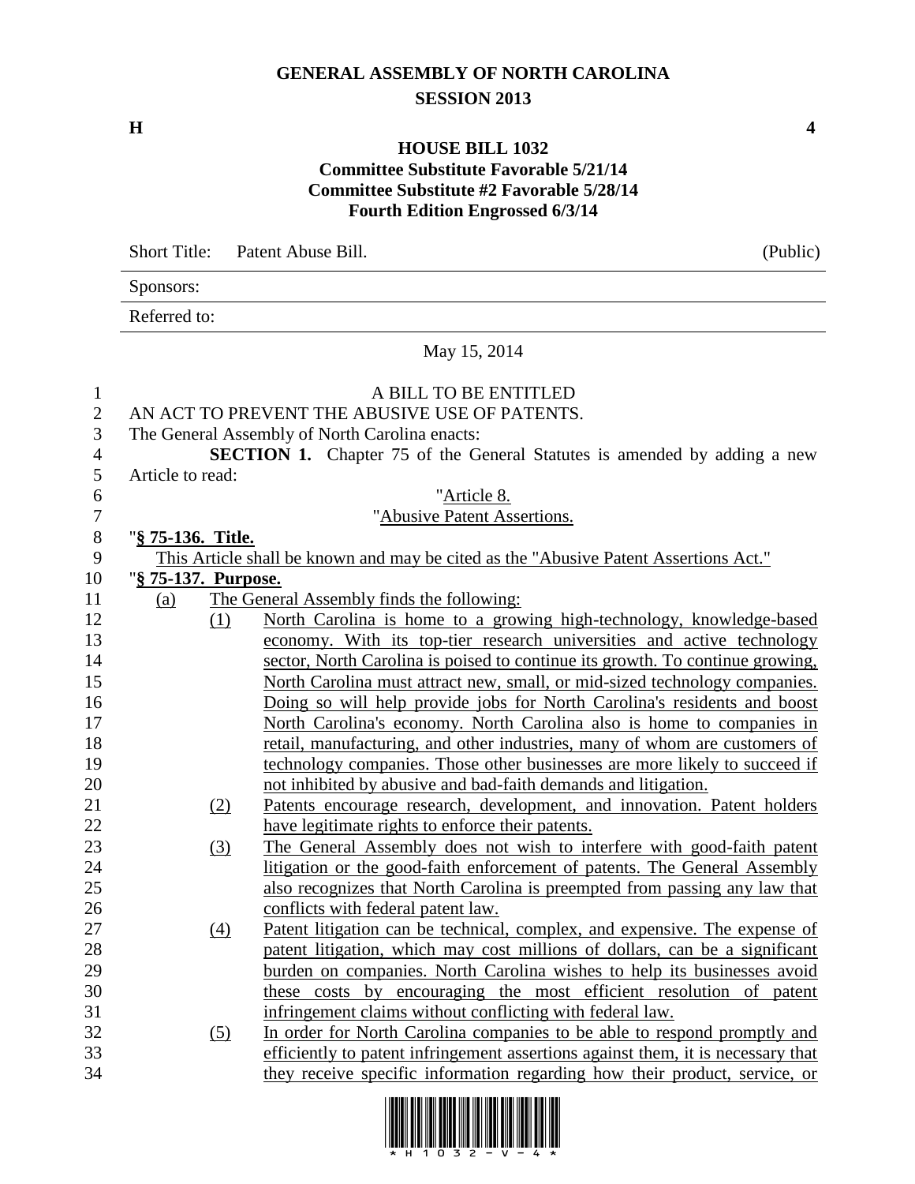# GENERAL ASSEMBLY OF NORTH CAROLINA
## SESSION 2013

**H** **4**

## HOUSE BILL 1032
**Committee Substitute Favorable 5/21/14**
**Committee Substitute #2 Favorable 5/28/14**
**Fourth Edition Engrossed 6/3/14**

| Short Title: | Patent Abuse Bill. | (Public) |
|---|---|---|
| Sponsors: | | |
| Referred to: | | |

May 15, 2014

A BILL TO BE ENTITLED

AN ACT TO PREVENT THE ABUSIVE USE OF PATENTS.

The General Assembly of North Carolina enacts:

**SECTION 1.** Chapter 75 of the General Statutes is amended by adding a new Article to read:

"Article 8.

"Abusive Patent Assertions.

"**§ 75-136. Title.**

This Article shall be known and may be cited as the "Abusive Patent Assertions Act."

"**§ 75-137. Purpose.**

(a) The General Assembly finds the following:

(1) North Carolina is home to a growing high-technology, knowledge-based economy. With its top-tier research universities and active technology sector, North Carolina is poised to continue its growth. To continue growing, North Carolina must attract new, small, or mid-sized technology companies. Doing so will help provide jobs for North Carolina's residents and boost North Carolina's economy. North Carolina also is home to companies in retail, manufacturing, and other industries, many of whom are customers of technology companies. Those other businesses are more likely to succeed if not inhibited by abusive and bad-faith demands and litigation.

(2) Patents encourage research, development, and innovation. Patent holders have legitimate rights to enforce their patents.

(3) The General Assembly does not wish to interfere with good-faith patent litigation or the good-faith enforcement of patents. The General Assembly also recognizes that North Carolina is preempted from passing any law that conflicts with federal patent law.

(4) Patent litigation can be technical, complex, and expensive. The expense of patent litigation, which may cost millions of dollars, can be a significant burden on companies. North Carolina wishes to help its businesses avoid these costs by encouraging the most efficient resolution of patent infringement claims without conflicting with federal law.

(5) In order for North Carolina companies to be able to respond promptly and efficiently to patent infringement assertions against them, it is necessary that they receive specific information regarding how their product, service, or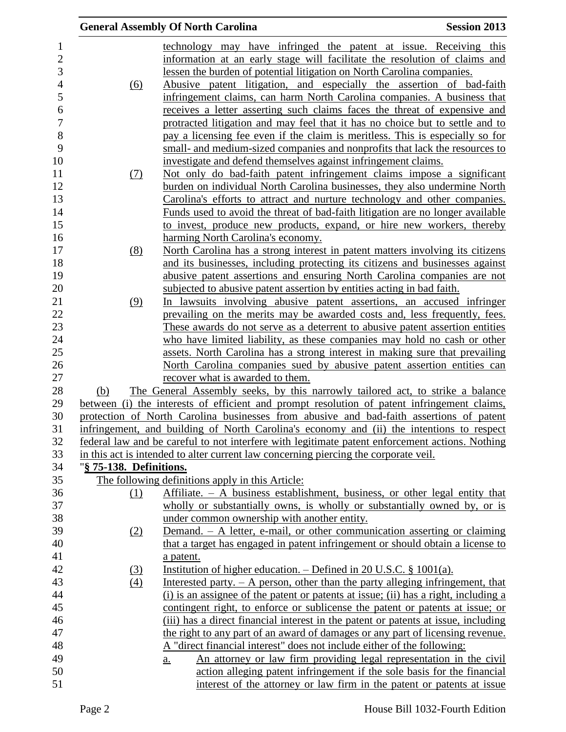technology may have infringed the patent at issue. Receiving this information at an early stage will facilitate the resolution of claims and lessen the burden of potential litigation on North Carolina companies.

(6) Abusive patent litigation, and especially the assertion of bad-faith infringement claims, can harm North Carolina companies. A business that receives a letter asserting such claims faces the threat of expensive and protracted litigation and may feel that it has no choice but to settle and to pay a licensing fee even if the claim is meritless. This is especially so for small- and medium-sized companies and nonprofits that lack the resources to investigate and defend themselves against infringement claims.

(7) Not only do bad-faith patent infringement claims impose a significant burden on individual North Carolina businesses, they also undermine North Carolina's efforts to attract and nurture technology and other companies. Funds used to avoid the threat of bad-faith litigation are no longer available to invest, produce new products, expand, or hire new workers, thereby harming North Carolina's economy.

(8) North Carolina has a strong interest in patent matters involving its citizens and its businesses, including protecting its citizens and businesses against abusive patent assertions and ensuring North Carolina companies are not subjected to abusive patent assertion by entities acting in bad faith.

(9) In lawsuits involving abusive patent assertions, an accused infringer prevailing on the merits may be awarded costs and, less frequently, fees. These awards do not serve as a deterrent to abusive patent assertion entities who have limited liability, as these companies may hold no cash or other assets. North Carolina has a strong interest in making sure that prevailing North Carolina companies sued by abusive patent assertion entities can recover what is awarded to them.

(b) The General Assembly seeks, by this narrowly tailored act, to strike a balance between (i) the interests of efficient and prompt resolution of patent infringement claims, protection of North Carolina businesses from abusive and bad-faith assertions of patent infringement, and building of North Carolina's economy and (ii) the intentions to respect federal law and be careful to not interfere with legitimate patent enforcement actions. Nothing in this act is intended to alter current law concerning piercing the corporate veil.

"**§ 75-138. Definitions.**

The following definitions apply in this Article:

(1) Affiliate. – A business establishment, business, or other legal entity that wholly or substantially owns, is wholly or substantially owned by, or is under common ownership with another entity.

(2) Demand. – A letter, e-mail, or other communication asserting or claiming that a target has engaged in patent infringement or should obtain a license to a patent.

(3) Institution of higher education. – Defined in 20 U.S.C. § 1001(a).

(4) Interested party. – A person, other than the party alleging infringement, that (i) is an assignee of the patent or patents at issue; (ii) has a right, including a contingent right, to enforce or sublicense the patent or patents at issue; or (iii) has a direct financial interest in the patent or patents at issue, including the right to any part of an award of damages or any part of licensing revenue. A "direct financial interest" does not include either of the following:

a. An attorney or law firm providing legal representation in the civil action alleging patent infringement if the sole basis for the financial interest of the attorney or law firm in the patent or patents at issue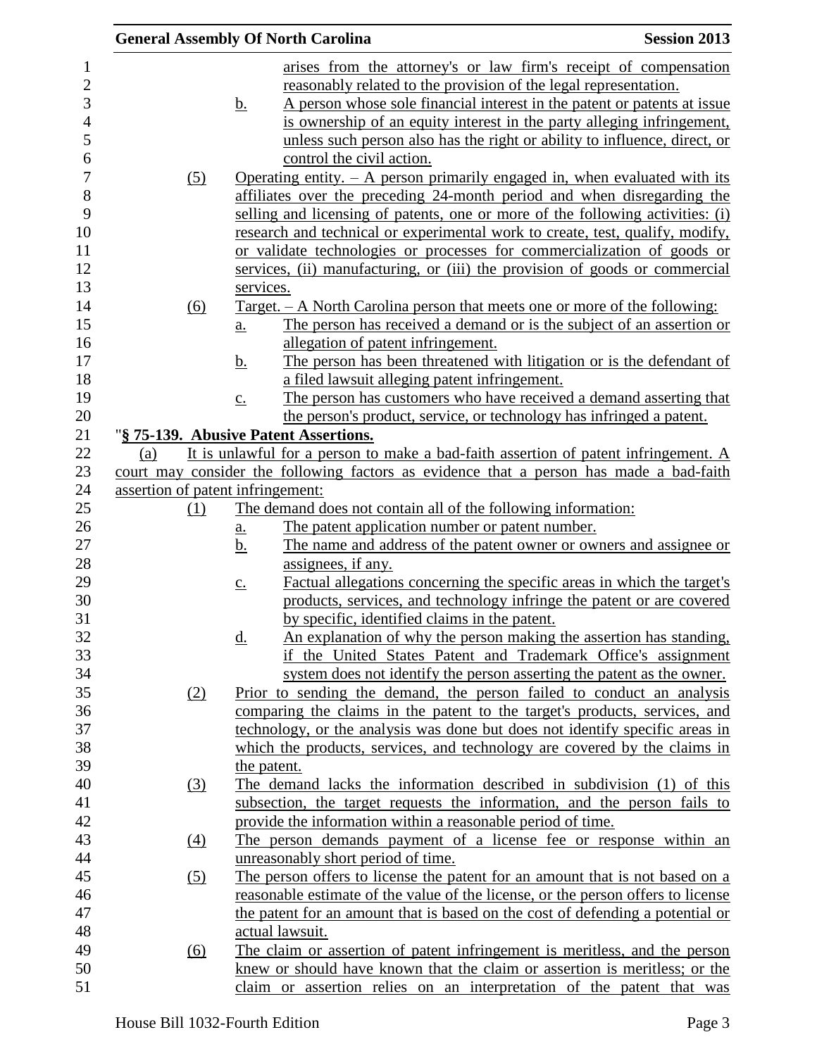arises from the attorney's or law firm's receipt of compensation reasonably related to the provision of the legal representation.

b. A person whose sole financial interest in the patent or patents at issue is ownership of an equity interest in the party alleging infringement, unless such person also has the right or ability to influence, direct, or control the civil action.

(5) Operating entity. – A person primarily engaged in, when evaluated with its affiliates over the preceding 24-month period and when disregarding the selling and licensing of patents, one or more of the following activities: (i) research and technical or experimental work to create, test, qualify, modify, or validate technologies or processes for commercialization of goods or services, (ii) manufacturing, or (iii) the provision of goods or commercial services.

(6) Target. – A North Carolina person that meets one or more of the following:

a. The person has received a demand or is the subject of an assertion or allegation of patent infringement.

b. The person has been threatened with litigation or is the defendant of a filed lawsuit alleging patent infringement.

c. The person has customers who have received a demand asserting that the person's product, service, or technology has infringed a patent.

"**§ 75-139. Abusive Patent Assertions.**

(a) It is unlawful for a person to make a bad-faith assertion of patent infringement. A court may consider the following factors as evidence that a person has made a bad-faith assertion of patent infringement:

(1) The demand does not contain all of the following information:

a. The patent application number or patent number.

b. The name and address of the patent owner or owners and assignee or assignees, if any.

c. Factual allegations concerning the specific areas in which the target's products, services, and technology infringe the patent or are covered by specific, identified claims in the patent.

d. An explanation of why the person making the assertion has standing, if the United States Patent and Trademark Office's assignment system does not identify the person asserting the patent as the owner.

(2) Prior to sending the demand, the person failed to conduct an analysis comparing the claims in the patent to the target's products, services, and technology, or the analysis was done but does not identify specific areas in which the products, services, and technology are covered by the claims in the patent.

(3) The demand lacks the information described in subdivision (1) of this subsection, the target requests the information, and the person fails to provide the information within a reasonable period of time.

(4) The person demands payment of a license fee or response within an unreasonably short period of time.

(5) The person offers to license the patent for an amount that is not based on a reasonable estimate of the value of the license, or the person offers to license the patent for an amount that is based on the cost of defending a potential or actual lawsuit.

(6) The claim or assertion of patent infringement is meritless, and the person knew or should have known that the claim or assertion is meritless; or the claim or assertion relies on an interpretation of the patent that was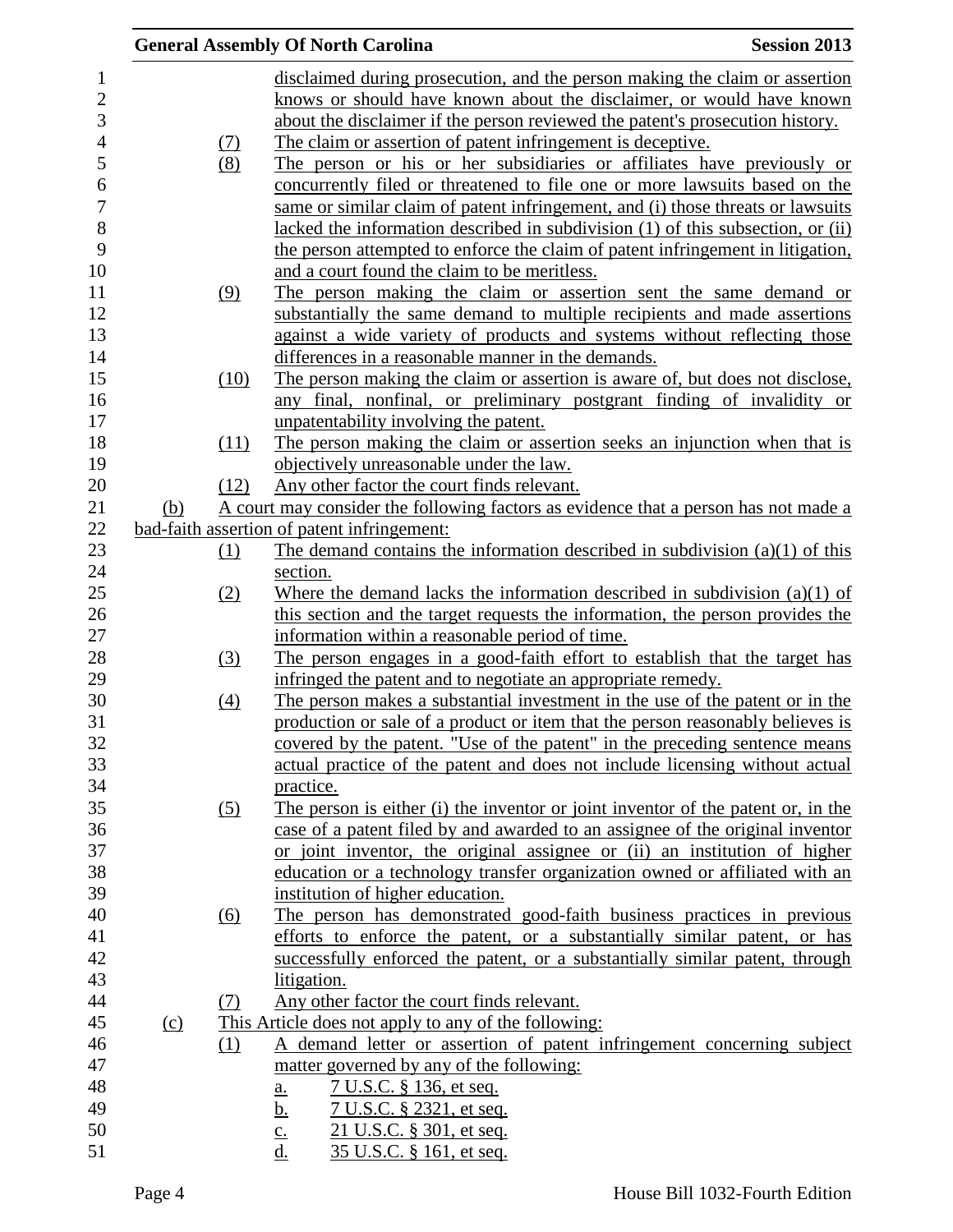disclaimed during prosecution, and the person making the claim or assertion knows or should have known about the disclaimer, or would have known about the disclaimer if the person reviewed the patent's prosecution history.

(7) The claim or assertion of patent infringement is deceptive.

(8) The person or his or her subsidiaries or affiliates have previously or concurrently filed or threatened to file one or more lawsuits based on the same or similar claim of patent infringement, and (i) those threats or lawsuits lacked the information described in subdivision (1) of this subsection, or (ii) the person attempted to enforce the claim of patent infringement in litigation, and a court found the claim to be meritless.

(9) The person making the claim or assertion sent the same demand or substantially the same demand to multiple recipients and made assertions against a wide variety of products and systems without reflecting those differences in a reasonable manner in the demands.

(10) The person making the claim or assertion is aware of, but does not disclose, any final, nonfinal, or preliminary postgrant finding of invalidity or unpatentability involving the patent.

(11) The person making the claim or assertion seeks an injunction when that is objectively unreasonable under the law.

(12) Any other factor the court finds relevant.

(b) A court may consider the following factors as evidence that a person has not made a bad-faith assertion of patent infringement:

(1) The demand contains the information described in subdivision (a)(1) of this section.

(2) Where the demand lacks the information described in subdivision (a)(1) of this section and the target requests the information, the person provides the information within a reasonable period of time.

(3) The person engages in a good-faith effort to establish that the target has infringed the patent and to negotiate an appropriate remedy.

(4) The person makes a substantial investment in the use of the patent or in the production or sale of a product or item that the person reasonably believes is covered by the patent. "Use of the patent" in the preceding sentence means actual practice of the patent and does not include licensing without actual practice.

(5) The person is either (i) the inventor or joint inventor of the patent or, in the case of a patent filed by and awarded to an assignee of the original inventor or joint inventor, the original assignee or (ii) an institution of higher education or a technology transfer organization owned or affiliated with an institution of higher education.

(6) The person has demonstrated good-faith business practices in previous efforts to enforce the patent, or a substantially similar patent, or has successfully enforced the patent, or a substantially similar patent, through litigation.

(7) Any other factor the court finds relevant.

(c) This Article does not apply to any of the following:

(1) A demand letter or assertion of patent infringement concerning subject matter governed by any of the following:

a. 7 U.S.C. § 136, et seq.

b. 7 U.S.C. § 2321, et seq.

c. 21 U.S.C. § 301, et seq.

d. 35 U.S.C. § 161, et seq.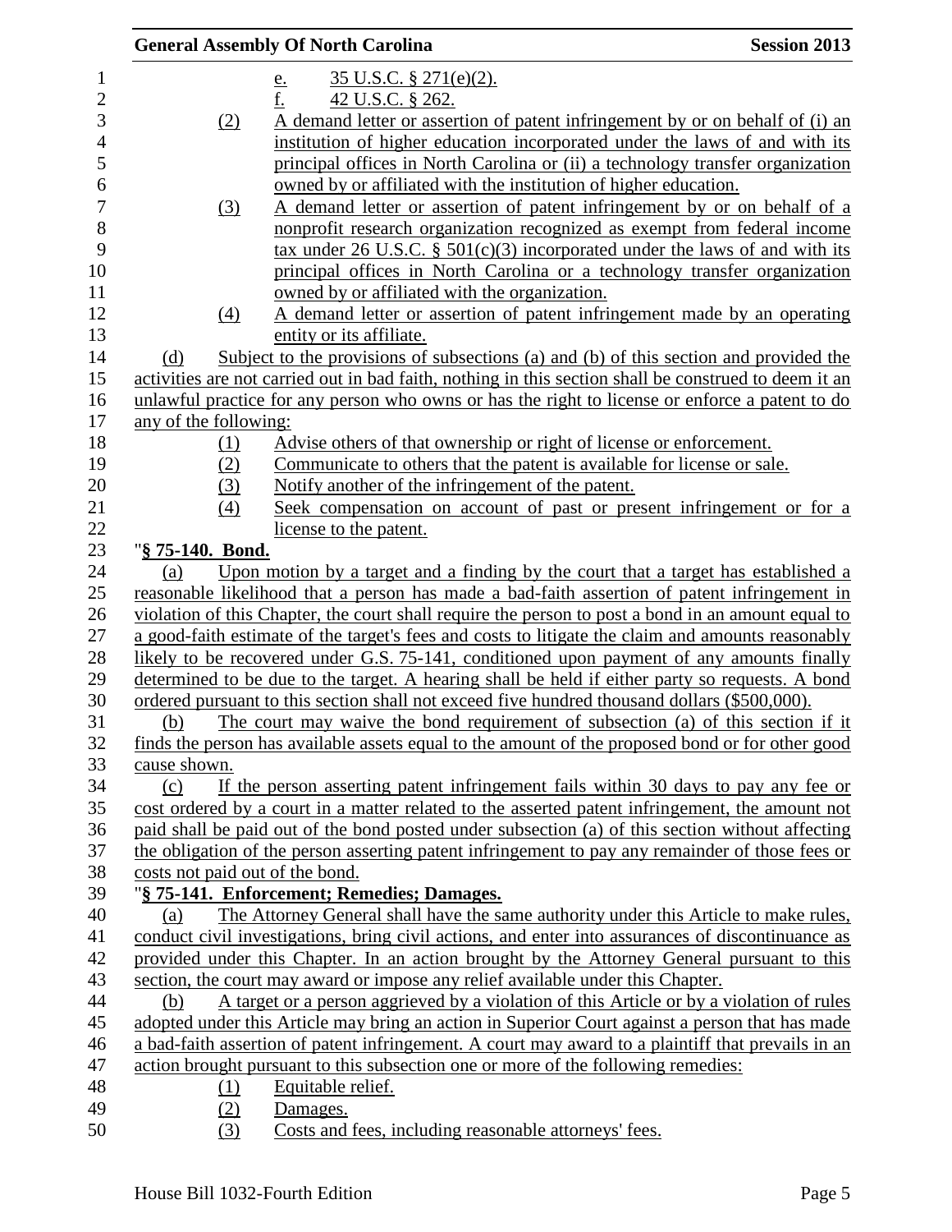e. 35 U.S.C. § 271(e)(2).

f. 42 U.S.C. § 262.

(2) A demand letter or assertion of patent infringement by or on behalf of (i) an institution of higher education incorporated under the laws of and with its principal offices in North Carolina or (ii) a technology transfer organization owned by or affiliated with the institution of higher education.

(3) A demand letter or assertion of patent infringement by or on behalf of a nonprofit research organization recognized as exempt from federal income tax under 26 U.S.C. § 501(c)(3) incorporated under the laws of and with its principal offices in North Carolina or a technology transfer organization owned by or affiliated with the organization.

(4) A demand letter or assertion of patent infringement made by an operating entity or its affiliate.

(d) Subject to the provisions of subsections (a) and (b) of this section and provided the activities are not carried out in bad faith, nothing in this section shall be construed to deem it an unlawful practice for any person who owns or has the right to license or enforce a patent to do any of the following:

(1) Advise others of that ownership or right of license or enforcement.

(2) Communicate to others that the patent is available for license or sale.

(3) Notify another of the infringement of the patent.

(4) Seek compensation on account of past or present infringement or for a license to the patent.

"**§ 75-140. Bond.**

(a) Upon motion by a target and a finding by the court that a target has established a reasonable likelihood that a person has made a bad-faith assertion of patent infringement in violation of this Chapter, the court shall require the person to post a bond in an amount equal to a good-faith estimate of the target's fees and costs to litigate the claim and amounts reasonably likely to be recovered under G.S. 75-141, conditioned upon payment of any amounts finally determined to be due to the target. A hearing shall be held if either party so requests. A bond ordered pursuant to this section shall not exceed five hundred thousand dollars ($500,000).

(b) The court may waive the bond requirement of subsection (a) of this section if it finds the person has available assets equal to the amount of the proposed bond or for other good cause shown.

(c) If the person asserting patent infringement fails within 30 days to pay any fee or cost ordered by a court in a matter related to the asserted patent infringement, the amount not paid shall be paid out of the bond posted under subsection (a) of this section without affecting the obligation of the person asserting patent infringement to pay any remainder of those fees or costs not paid out of the bond.

"**§ 75-141. Enforcement; Remedies; Damages.**

(a) The Attorney General shall have the same authority under this Article to make rules, conduct civil investigations, bring civil actions, and enter into assurances of discontinuance as provided under this Chapter. In an action brought by the Attorney General pursuant to this section, the court may award or impose any relief available under this Chapter.

(b) A target or a person aggrieved by a violation of this Article or by a violation of rules adopted under this Article may bring an action in Superior Court against a person that has made a bad-faith assertion of patent infringement. A court may award to a plaintiff that prevails in an action brought pursuant to this subsection one or more of the following remedies:

(1) Equitable relief.

(2) Damages.

(3) Costs and fees, including reasonable attorneys' fees.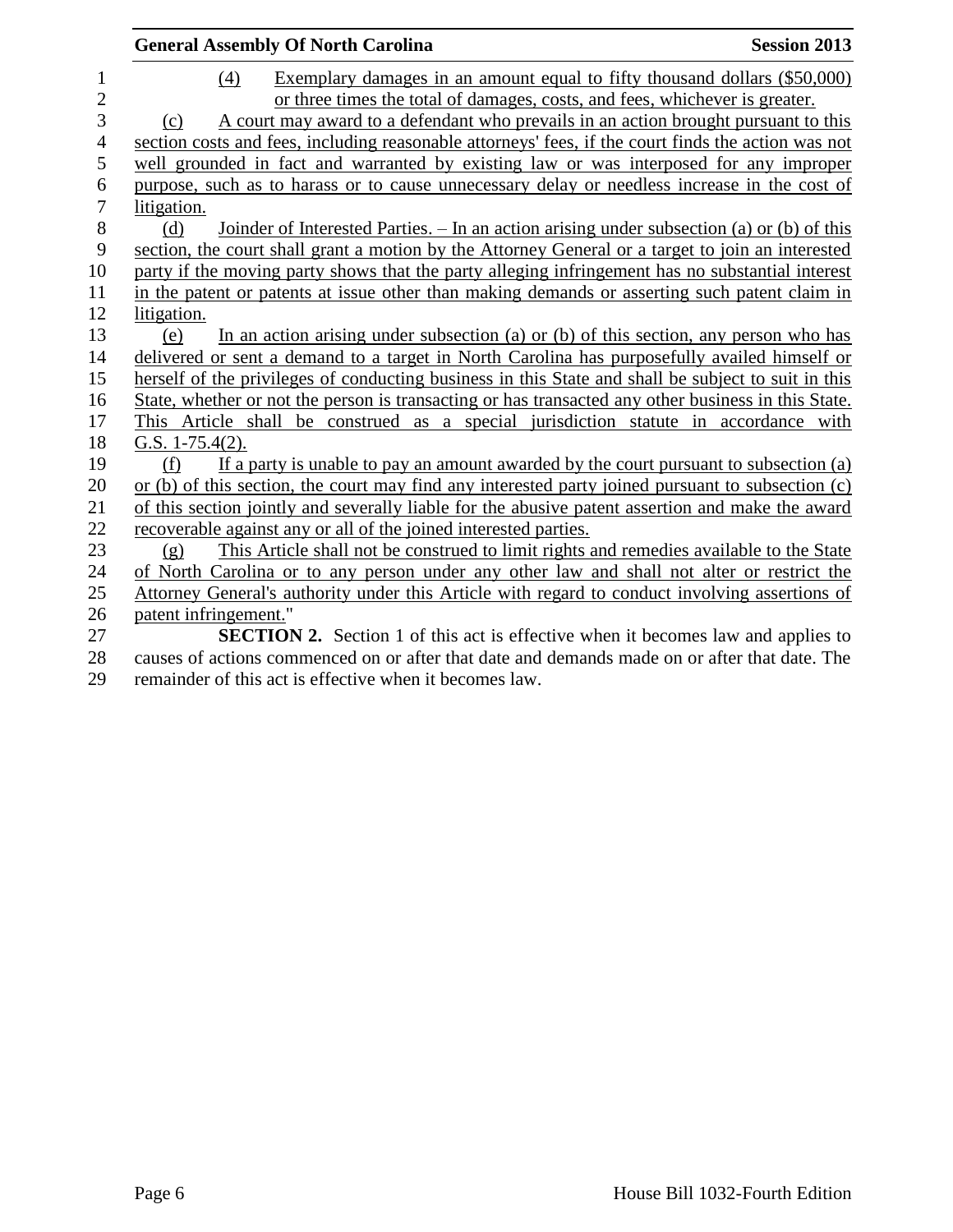(4) Exemplary damages in an amount equal to fifty thousand dollars ($50,000) or three times the total of damages, costs, and fees, whichever is greater.

(c) A court may award to a defendant who prevails in an action brought pursuant to this section costs and fees, including reasonable attorneys' fees, if the court finds the action was not well grounded in fact and warranted by existing law or was interposed for any improper purpose, such as to harass or to cause unnecessary delay or needless increase in the cost of litigation.

(d) Joinder of Interested Parties. – In an action arising under subsection (a) or (b) of this section, the court shall grant a motion by the Attorney General or a target to join an interested party if the moving party shows that the party alleging infringement has no substantial interest in the patent or patents at issue other than making demands or asserting such patent claim in litigation.

(e) In an action arising under subsection (a) or (b) of this section, any person who has delivered or sent a demand to a target in North Carolina has purposefully availed himself or herself of the privileges of conducting business in this State and shall be subject to suit in this State, whether or not the person is transacting or has transacted any other business in this State. This Article shall be construed as a special jurisdiction statute in accordance with G.S. 1-75.4(2).

(f) If a party is unable to pay an amount awarded by the court pursuant to subsection (a) or (b) of this section, the court may find any interested party joined pursuant to subsection (c) of this section jointly and severally liable for the abusive patent assertion and make the award recoverable against any or all of the joined interested parties.

(g) This Article shall not be construed to limit rights and remedies available to the State of North Carolina or to any person under any other law and shall not alter or restrict the Attorney General's authority under this Article with regard to conduct involving assertions of patent infringement."

**SECTION 2.** Section 1 of this act is effective when it becomes law and applies to causes of actions commenced on or after that date and demands made on or after that date. The remainder of this act is effective when it becomes law.